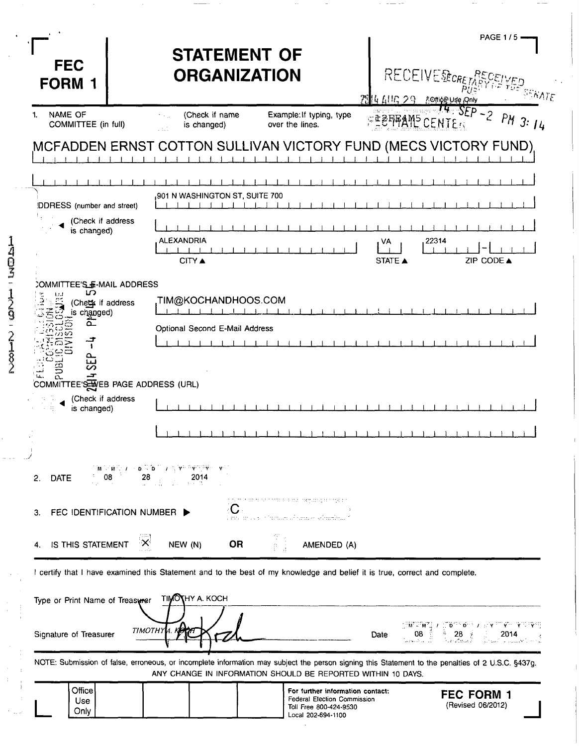# FEC FORM 1

# STATEMENT OF ORGANIZATION

RECEIVED SECRETARY OF THE SENATE PUBLIC RECORDS
2014 AUG 29
Office Use Only
12FEA45 MAIL CENTER
14 SEP -2 PM 3:14

FEDERAL ELECTION COMMISSION PUBLIC DISCLOSURE DIVISION
2014 SEP -4 PM 4:5

14031212812

1. NAME OF COMMITTEE (in full) (Check if name is changed) Example: If typing, type over the lines.

MCFADDEN ERNST COTTON SULLIVAN VICTORY FUND (MECS VICTORY FUND)

ADDRESS (number and street) (Check if address is changed)

901 N WASHINGTON ST, SUITE 700

| CITY | STATE | ZIP CODE |
|---|---|---|
| ALEXANDRIA | VA | 22314 |

COMMITTEE'S E-MAIL ADDRESS (Check if address is changed)

TIM@KOCHANDHOOS.COM

Optional Second E-Mail Address

COMMITTEE'S WEB PAGE ADDRESS (URL) (Check if address is changed)

2. DATE 08 28 2014

3. FEC IDENTIFICATION NUMBER ▶ C

4. IS THIS STATEMENT [X] NEW (N) OR [ ] AMENDED (A)

I certify that I have examined this Statement and to the best of my knowledge and belief it is true, correct and complete.

Type or Print Name of Treasurer TIMOTHY A. KOCH

Signature of Treasurer TIMOTHY A. KOCH

Date 08 28 2014

NOTE: Submission of false, erroneous, or incomplete information may subject the person signing this Statement to the penalties of 2 U.S.C. §437g.
ANY CHANGE IN INFORMATION SHOULD BE REPORTED WITHIN 10 DAYS.

Office Use Only

For further information contact:
Federal Election Commission
Toll Free 800-424-9530
Local 202-694-1100

FEC FORM 1
(Revised 06/2012)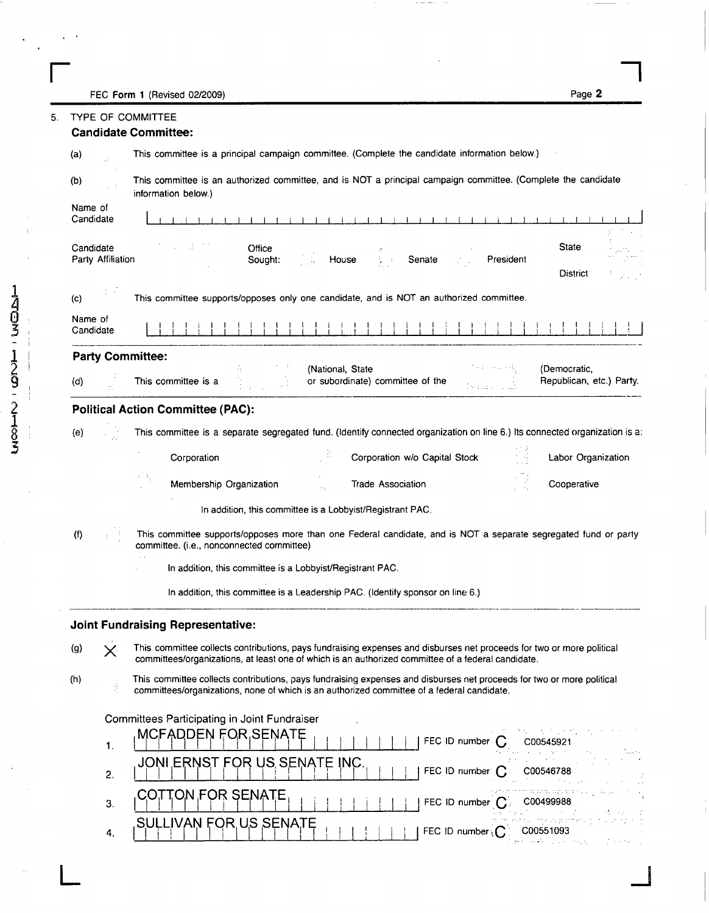FEC **Form 1** (Revised 02/2009)

5. TYPE OF COMMITTEE

### Candidate Committee:

(a) This committee is a principal campaign committee. (Complete the candidate information below.)

(b) This committee is an authorized committee, and is NOT a principal campaign committee. (Complete the candidate information below.)

Name of Candidate

Candidate Party Affiliation — Office Sought: House — Senate — President — State — District

(c) This committee supports/opposes only one candidate, and is NOT an authorized committee.

Name of Candidate

### Party Committee:

(d) This committee is a (National, State or subordinate) committee of the (Democratic, Republican, etc.) Party.

### Political Action Committee (PAC):

(e) This committee is a separate segregated fund. (Identify connected organization on line 6.) Its connected organization is a:

- Corporation
- Corporation w/o Capital Stock
- Labor Organization
- Membership Organization
- Trade Association
- Cooperative

In addition, this committee is a Lobbyist/Registrant PAC.

(f) This committee supports/opposes more than one Federal candidate, and is NOT a separate segregated fund or party committee. (i.e., nonconnected committee)

In addition, this committee is a Lobbyist/Registrant PAC.

In addition, this committee is a Leadership PAC. (Identify sponsor on line 6.)

### Joint Fundraising Representative:

(g) X This committee collects contributions, pays fundraising expenses and disburses net proceeds for two or more political committees/organizations, at least one of which is an authorized committee of a federal candidate.

(h) This committee collects contributions, pays fundraising expenses and disburses net proceeds for two or more political committees/organizations, none of which is an authorized committee of a federal candidate.

Committees Participating in Joint Fundraiser

| | Committee | FEC ID number |
|---|---|---|
| 1. | MCFADDEN FOR SENATE | C00545921 |
| 2. | JONI ERNST FOR US SENATE INC. | C00546788 |
| 3. | COTTON FOR SENATE | C00499988 |
| 4. | SULLIVAN FOR US SENATE | C00551093 |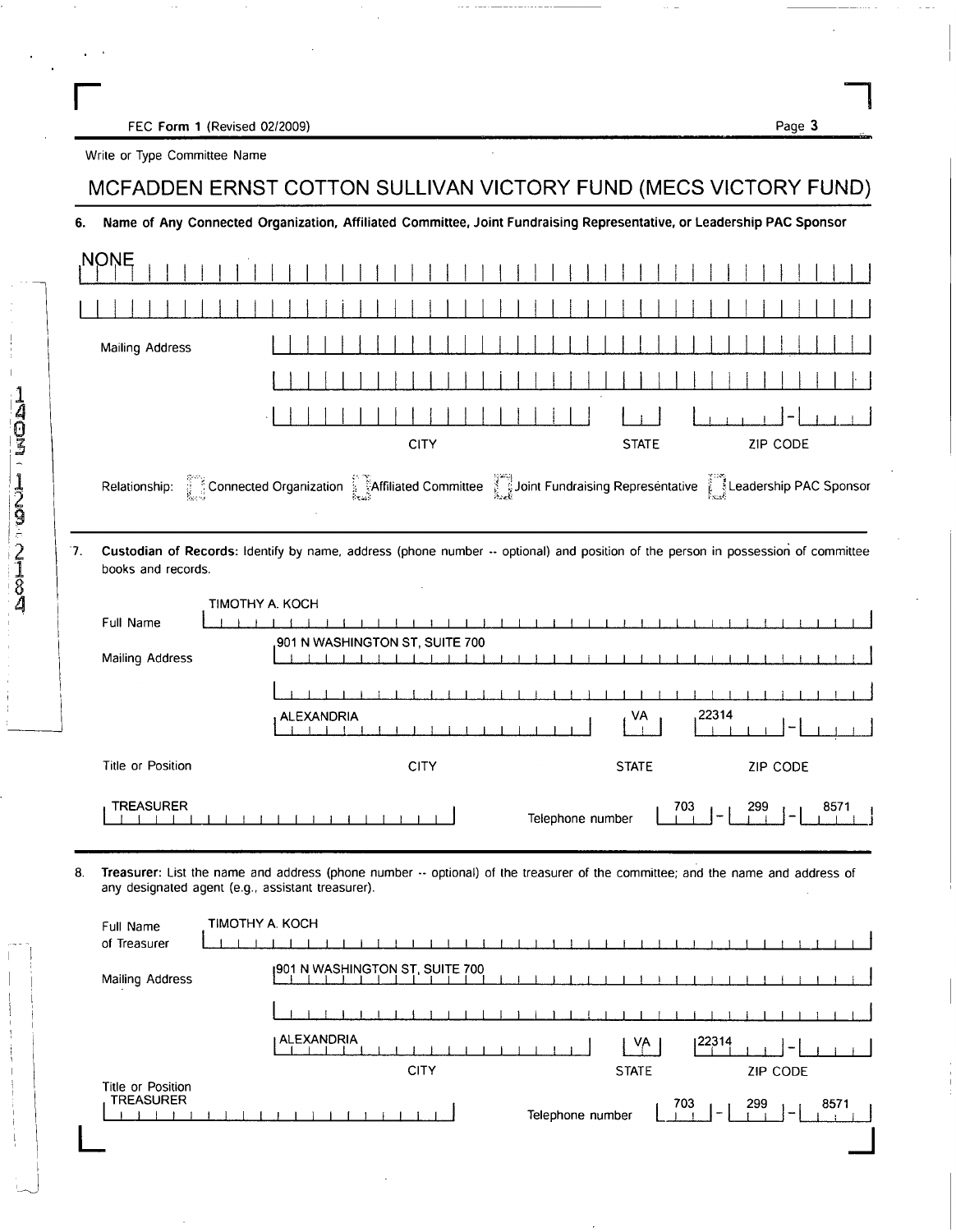FEC **Form 1** (Revised 02/2009)

Write or Type Committee Name

## MCFADDEN ERNST COTTON SULLIVAN VICTORY FUND (MECS VICTORY FUND)

**6. Name of Any Connected Organization, Affiliated Committee, Joint Fundraising Representative, or Leadership PAC Sponsor**

NONE

Mailing Address

CITY | STATE | ZIP CODE

Relationship: ☐ Connected Organization ☐ Affiliated Committee ☐ Joint Fundraising Representative ☐ Leadership PAC Sponsor

---

**7. Custodian of Records:** Identify by name, address (phone number -- optional) and position of the person in possession of committee books and records.

Full Name: TIMOTHY A. KOCH

Mailing Address: 901 N WASHINGTON ST, SUITE 700

| CITY | STATE | ZIP CODE |
|---|---|---|
| ALEXANDRIA | VA | 22314 |

Title or Position: TREASURER

Telephone number: 703 - 299 - 8571

---

**8. Treasurer:** List the name and address (phone number -- optional) of the treasurer of the committee; and the name and address of any designated agent (e.g., assistant treasurer).

Full Name of Treasurer: TIMOTHY A. KOCH

Mailing Address: 901 N WASHINGTON ST, SUITE 700

| CITY | STATE | ZIP CODE |
|---|---|---|
| ALEXANDRIA | VA | 22314 |

Title or Position: TREASURER

Telephone number: 703 - 299 - 8571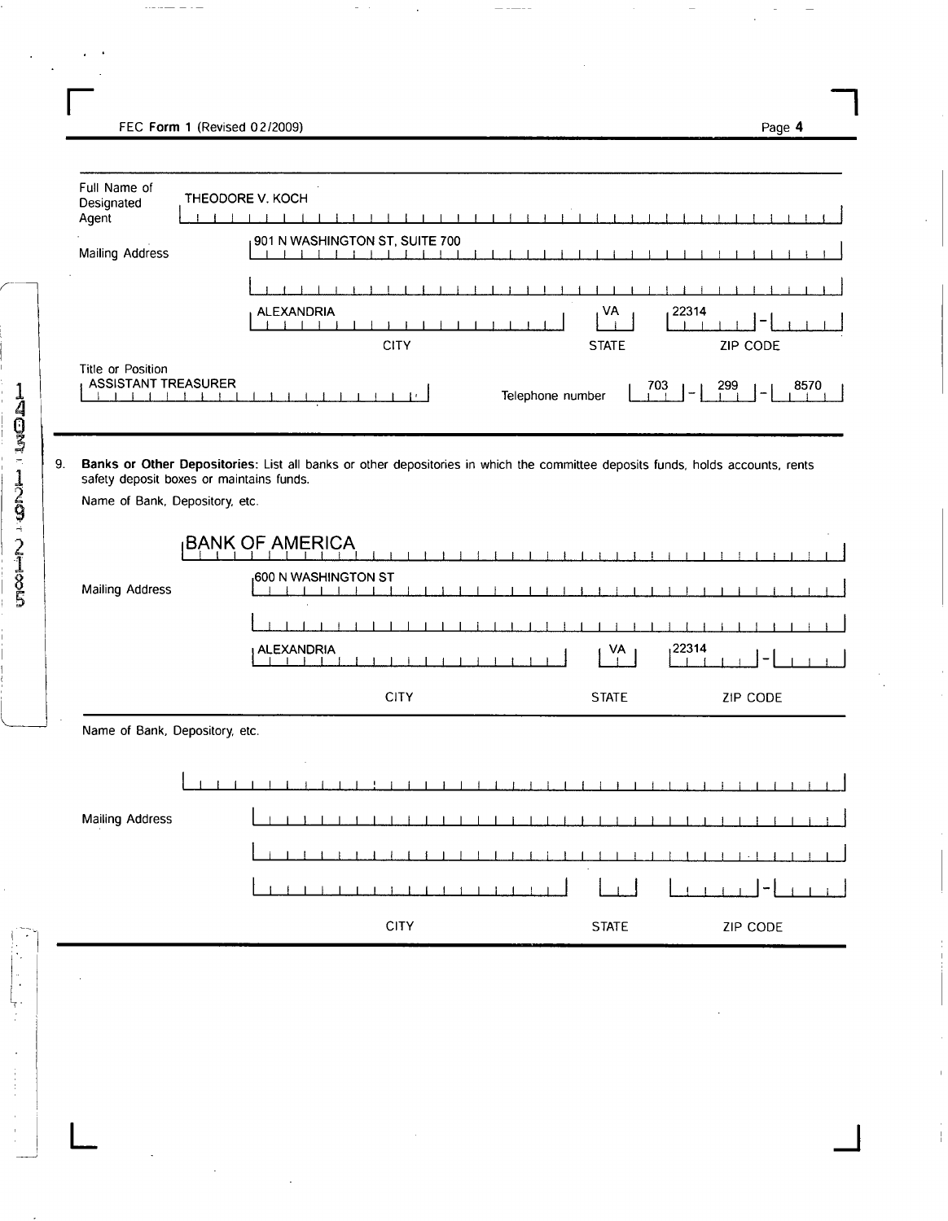FEC **Form 1** (Revised 02/2009)

| | |
|---|---|
| Full Name of Designated Agent | THEODORE V. KOCH |
| Mailing Address | 901 N WASHINGTON ST, SUITE 700 |
| | |
| CITY / STATE / ZIP CODE | ALEXANDRIA / VA / 22314 |
| Title or Position | ASSISTANT TREASURER |
| Telephone number | 703 - 299 - 8570 |

9. **Banks or Other Depositories:** List all banks or other depositories in which the committee deposits funds, holds accounts, rents safety deposit boxes or maintains funds.

Name of Bank, Depository, etc.

| | |
|---|---|
| Name | BANK OF AMERICA |
| Mailing Address | 600 N WASHINGTON ST |
| | |
| CITY / STATE / ZIP CODE | ALEXANDRIA / VA / 22314 |

Name of Bank, Depository, etc.

| | |
|---|---|
| Name | |
| Mailing Address | |
| | |
| CITY / STATE / ZIP CODE | |

14037129215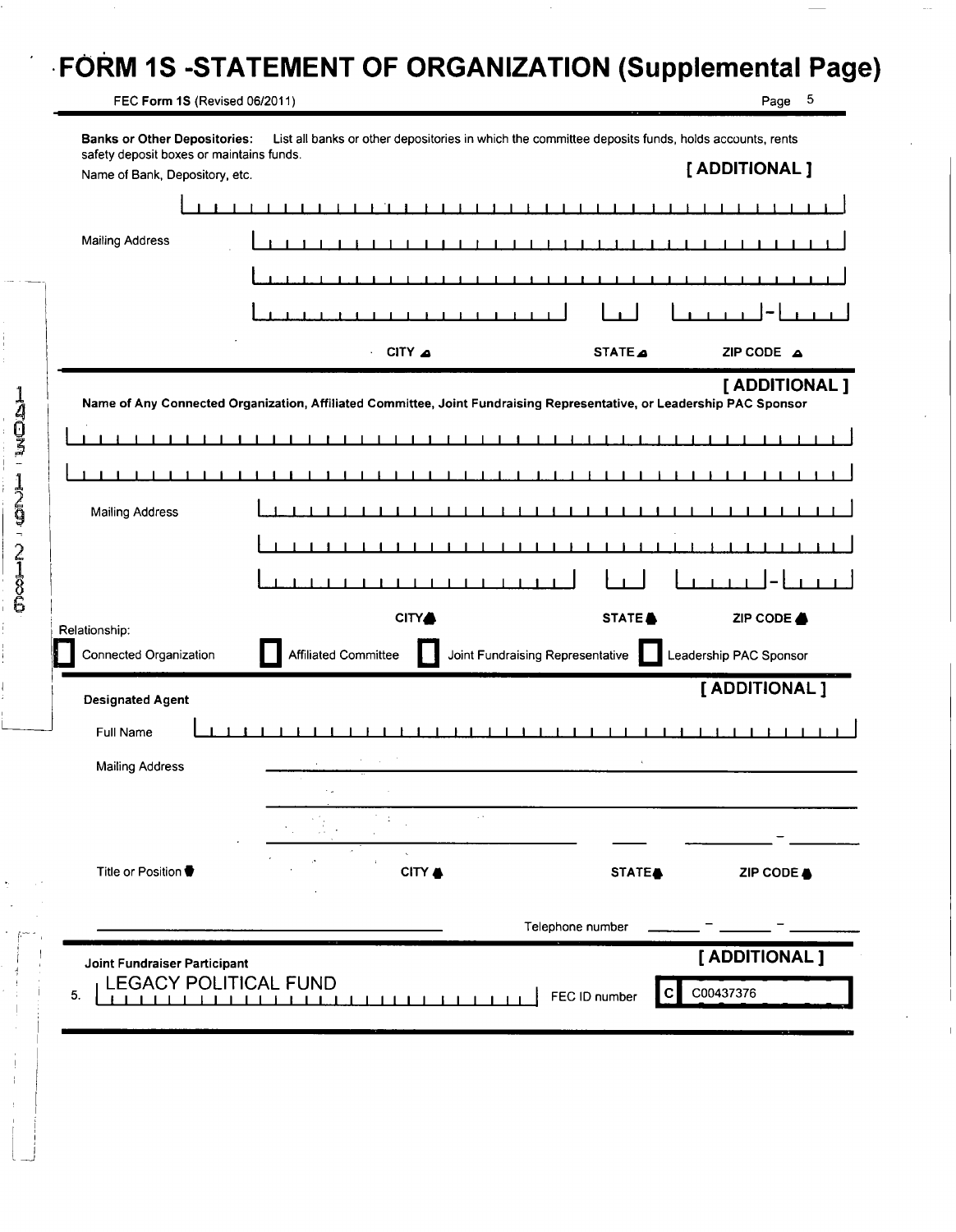# FORM 1S -STATEMENT OF ORGANIZATION (Supplemental Page)

FEC **Form 1S** (Revised 06/2011)

**Banks or Other Depositories:** List all banks or other depositories in which the committee deposits funds, holds accounts, rents safety deposit boxes or maintains funds.

**[ ADDITIONAL ]**

Name of Bank, Depository, etc.

Mailing Address

CITY ▲ STATE ▲ ZIP CODE ▲

---

**[ ADDITIONAL ]**

**Name of Any Connected Organization, Affiliated Committee, Joint Fundraising Representative, or Leadership PAC Sponsor**

Mailing Address

CITY ▲ STATE ▲ ZIP CODE ▲

Relationship:

☐ Connected Organization ☐ Affiliated Committee ☐ Joint Fundraising Representative ☐ Leadership PAC Sponsor

---

**[ ADDITIONAL ]**

**Designated Agent**

Full Name

Mailing Address

Title or Position ▼ CITY ▲ STATE ▲ ZIP CODE ▲

Telephone number

---

**[ ADDITIONAL ]**

**Joint Fundraiser Participant**

5. LEGACY POLITICAL FUND FEC ID number C C00437376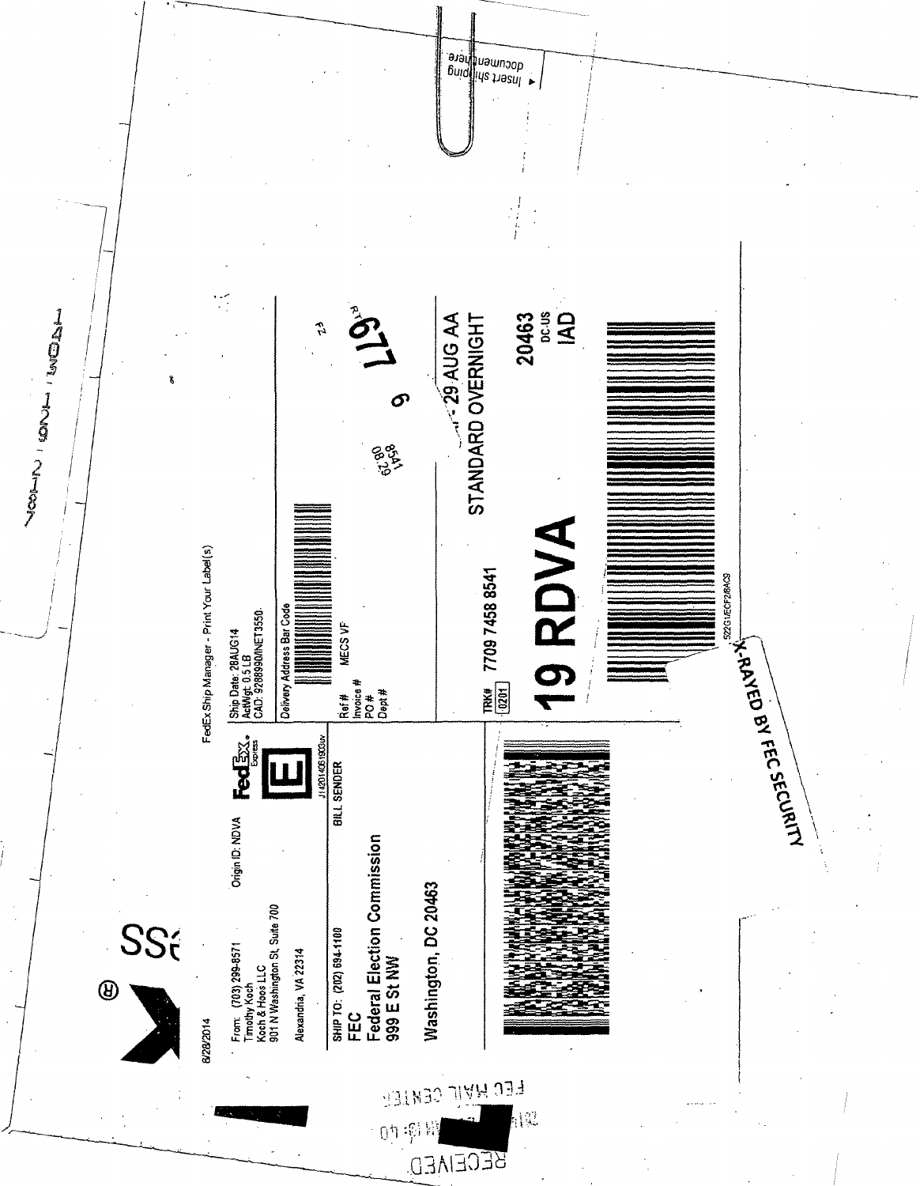8/28/2014

FedEx Ship Manager - Print Your Label(s)

From: (703) 299-8571
Timothy Koch
Koch & Hoos LLC
901 N Washington St, Suite 700

Alexandria, VA 22314

Origin ID: NDVA

FedEx Express

E

J14201406190 3uv

Ship Date: 28AUG14
ActWgt: 0.5 LB
CAD: 9288990/INET3550

Delivery Address Bar Code

SHIP TO: (202) 694-1100 BILL SENDER
FEC
Federal Election Commission
999 E St NW

Washington, DC 20463

Ref # MECS VF
Invoice #
PO #
Dept #

TRK# 0201 7709 7458 8541

19 RDVA

29 AUG AA
STANDARD OVERNIGHT

20463
DC-US
IAD

522G1/ECF2/8AC9

8541
08.29
6

RT 677

X-RAYED BY FEC SECURITY

RECEIVED
FEC MAIL CENTER

Insert shipping documents here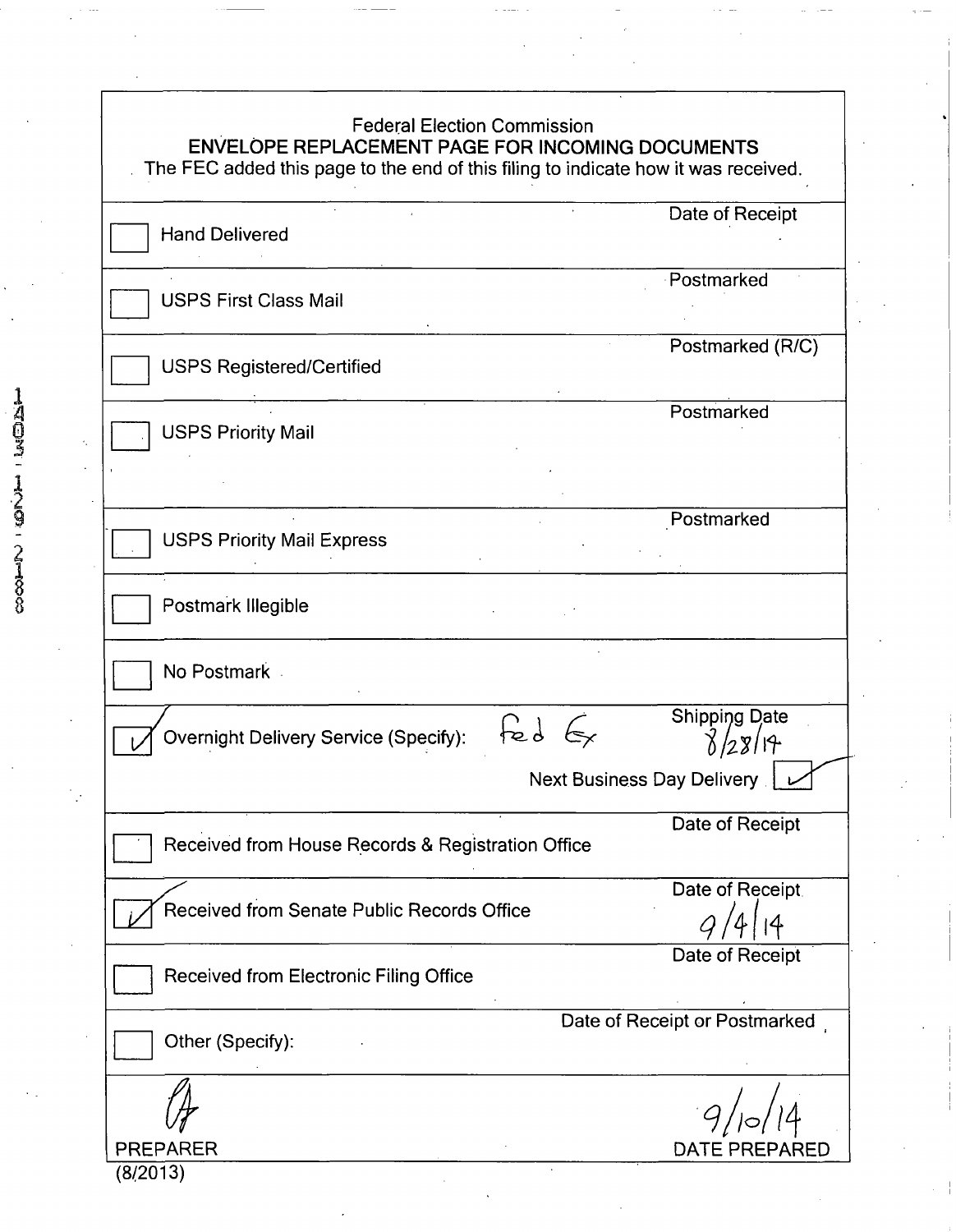Federal Election Commission

**ENVELOPE REPLACEMENT PAGE FOR INCOMING DOCUMENTS**

The FEC added this page to the end of this filing to indicate how it was received.

| | | |
|---|---|---|
| ☐ | Hand Delivered | Date of Receipt |
| ☐ | USPS First Class Mail | Postmarked |
| ☐ | USPS Registered/Certified | Postmarked (R/C) |
| ☐ | USPS Priority Mail | Postmarked |
| ☐ | USPS Priority Mail Express | Postmarked |
| ☐ | Postmark Illegible | |
| ☐ | No Postmark | |
| ☑ | Overnight Delivery Service (Specify): Fed Ex | Shipping Date 8/28/14<br>Next Business Day Delivery ☑ |
| ☐ | Received from House Records & Registration Office | Date of Receipt |
| ☑ | Received from Senate Public Records Office | Date of Receipt 9/4/14 |
| ☐ | Received from Electronic Filing Office | Date of Receipt |
| ☐ | Other (Specify): | Date of Receipt or Postmarked |

PREPARER: [signature] DATE PREPARED: 9/10/14

(8/2013)

14031265888